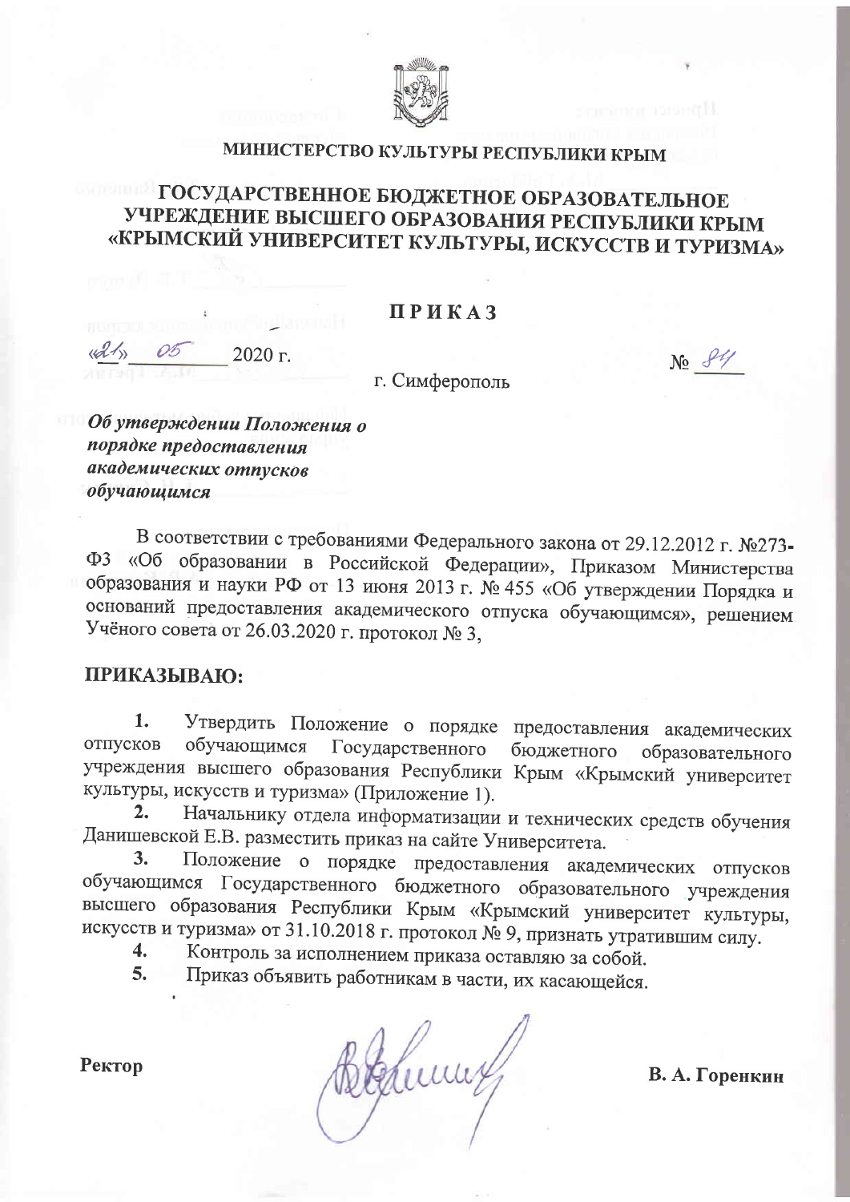МИНИСТЕРСТВО КУЛЬТУРЫ РЕСПУБЛИКИ КРЫМ

# ГОСУДАРСТВЕННОЕ БЮДЖЕТНОЕ ОБРАЗОВАТЕЛЬНОЕ УЧРЕЖДЕНИЕ ВЫСШЕГО ОБРАЗОВАНИЯ РЕСПУБЛИКИ КРЫМ «КРЫМСКИЙ УНИВЕРСИТЕТ КУЛЬТУРЫ, ИСКУССТВ И ТУРИЗМА»

## ПРИКАЗ

«21» 05 2020 г. № 84

г. Симферополь

***Об утверждении Положения о порядке предоставления академических отпусков обучающимся***

В соответствии с требованиями Федерального закона от 29.12.2012 г. №273-ФЗ «Об образовании в Российской Федерации», Приказом Министерства образования и науки РФ от 13 июня 2013 г. № 455 «Об утверждении Порядка и оснований предоставления академического отпуска обучающимся», решением Учёного совета от 26.03.2020 г. протокол № 3,

**ПРИКАЗЫВАЮ:**

1. Утвердить Положение о порядке предоставления академических отпусков обучающимся Государственного бюджетного образовательного учреждения высшего образования Республики Крым «Крымский университет культуры, искусств и туризма» (Приложение 1).
2. Начальнику отдела информатизации и технических средств обучения Данишевской Е.В. разместить приказ на сайте Университета.
3. Положение о порядке предоставления академических отпусков обучающимся Государственного бюджетного образовательного учреждения высшего образования Республики Крым «Крымский университет культуры, искусств и туризма» от 31.10.2018 г. протокол № 9, признать утратившим силу.
4. Контроль за исполнением приказа оставляю за собой.
5. Приказ объявить работникам в части, их касающейся.

**Ректор** **В. А. Горенкин**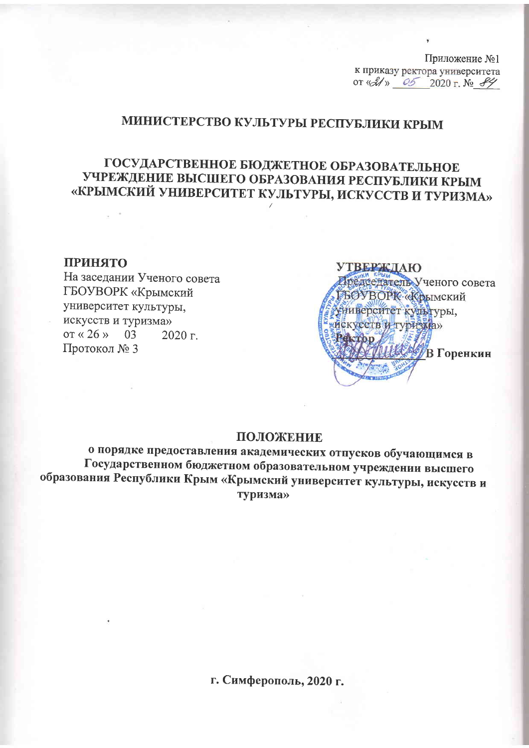Приложение №1
к приказу ректора университета
от «21» 05 2020 г. № 84

# МИНИСТЕРСТВО КУЛЬТУРЫ РЕСПУБЛИКИ КРЫМ

# ГОСУДАРСТВЕННОЕ БЮДЖЕТНОЕ ОБРАЗОВАТЕЛЬНОЕ УЧРЕЖДЕНИЕ ВЫСШЕГО ОБРАЗОВАНИЯ РЕСПУБЛИКИ КРЫМ «КРЫМСКИЙ УНИВЕРСИТЕТ КУЛЬТУРЫ, ИСКУССТВ И ТУРИЗМА»

**ПРИНЯТО**
На заседании Ученого совета
ГБОУВОРК «Крымский
университет культуры,
искусств и туризма»
от « 26 » 03 2020 г.
Протокол № 3

**УТВЕРЖДАЮ**
Председатель Ученого совета
ГБОУВОРК «Крымский
университет культуры,
искусств и туризма»
**Ректор**
____________**В Горенкин**

## ПОЛОЖЕНИЕ

**о порядке предоставления академических отпусков обучающимся в Государственном бюджетном образовательном учреждении высшего образования Республики Крым «Крымский университет культуры, искусств и туризма»**

**г. Симферополь, 2020 г.**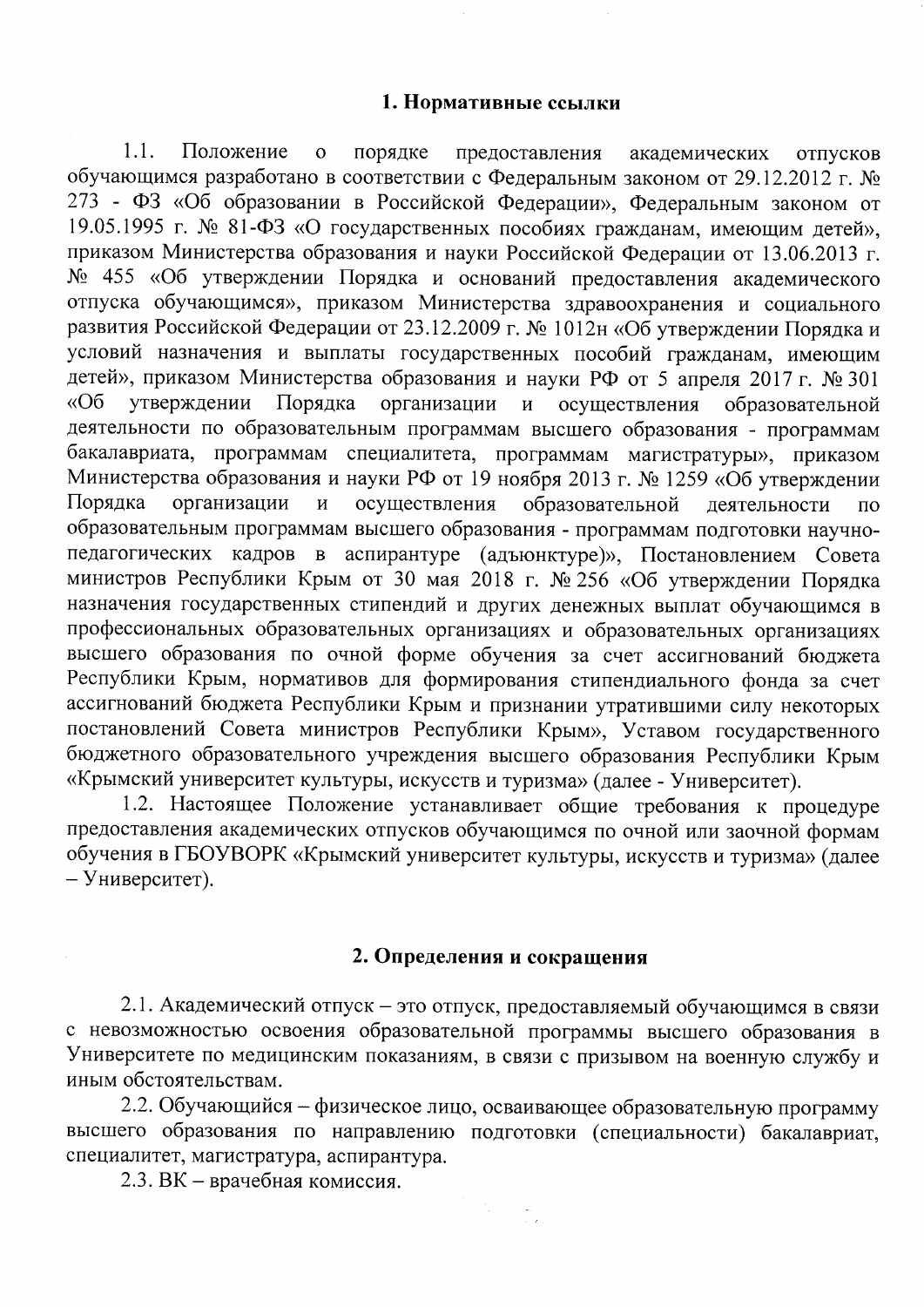## 1. Нормативные ссылки

1.1. Положение о порядке предоставления академических отпусков обучающимся разработано в соответствии с Федеральным законом от 29.12.2012 г. № 273 - ФЗ «Об образовании в Российской Федерации», Федеральным законом от 19.05.1995 г. № 81-ФЗ «О государственных пособиях гражданам, имеющим детей», приказом Министерства образования и науки Российской Федерации от 13.06.2013 г. № 455 «Об утверждении Порядка и оснований предоставления академического отпуска обучающимся», приказом Министерства здравоохранения и социального развития Российской Федерации от 23.12.2009 г. № 1012н «Об утверждении Порядка и условий назначения и выплаты государственных пособий гражданам, имеющим детей», приказом Министерства образования и науки РФ от 5 апреля 2017 г. № 301 «Об утверждении Порядка организации и осуществления образовательной деятельности по образовательным программам высшего образования - программам бакалавриата, программам специалитета, программам магистратуры», приказом Министерства образования и науки РФ от 19 ноября 2013 г. № 1259 «Об утверждении Порядка организации и осуществления образовательной деятельности по образовательным программам высшего образования - программам подготовки научно-педагогических кадров в аспирантуре (адъюнктуре)», Постановлением Совета министров Республики Крым от 30 мая 2018 г. № 256 «Об утверждении Порядка назначения государственных стипендий и других денежных выплат обучающимся в профессиональных образовательных организациях и образовательных организациях высшего образования по очной форме обучения за счет ассигнований бюджета Республики Крым, нормативов для формирования стипендиального фонда за счет ассигнований бюджета Республики Крым и признании утратившими силу некоторых постановлений Совета министров Республики Крым», Уставом государственного бюджетного образовательного учреждения высшего образования Республики Крым «Крымский университет культуры, искусств и туризма» (далее - Университет).

1.2. Настоящее Положение устанавливает общие требования к процедуре предоставления академических отпусков обучающимся по очной или заочной формам обучения в ГБОУВОРК «Крымский университет культуры, искусств и туризма» (далее – Университет).

## 2. Определения и сокращения

2.1. Академический отпуск – это отпуск, предоставляемый обучающимся в связи с невозможностью освоения образовательной программы высшего образования в Университете по медицинским показаниям, в связи с призывом на военную службу и иным обстоятельствам.

2.2. Обучающийся – физическое лицо, осваивающее образовательную программу высшего образования по направлению подготовки (специальности) бакалавриат, специалитет, магистратура, аспирантура.

2.3. ВК – врачебная комиссия.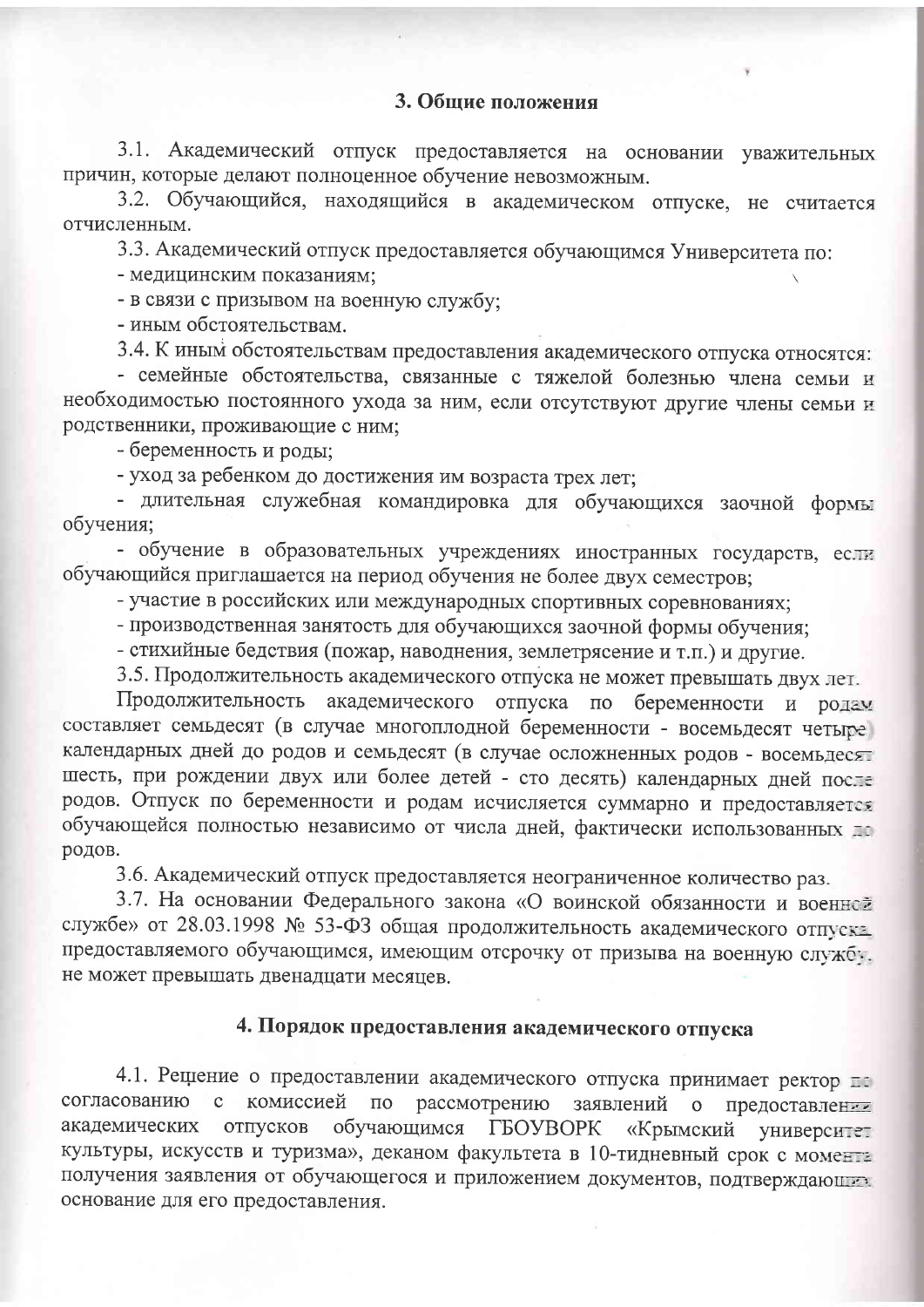## 3. Общие положения

3.1. Академический отпуск предоставляется на основании уважительных причин, которые делают полноценное обучение невозможным.

3.2. Обучающийся, находящийся в академическом отпуске, не считается отчисленным.

3.3. Академический отпуск предоставляется обучающимся Университета по:

- медицинским показаниям;
- в связи с призывом на военную службу;
- иным обстоятельствам.

3.4. К иным обстоятельствам предоставления академического отпуска относятся:

- семейные обстоятельства, связанные с тяжелой болезнью члена семьи и необходимостью постоянного ухода за ним, если отсутствуют другие члены семьи и родственники, проживающие с ним;
- беременность и роды;
- уход за ребенком до достижения им возраста трех лет;
- длительная служебная командировка для обучающихся заочной формы обучения;
- обучение в образовательных учреждениях иностранных государств, если обучающийся приглашается на период обучения не более двух семестров;
- участие в российских или международных спортивных соревнованиях;
- производственная занятость для обучающихся заочной формы обучения;
- стихийные бедствия (пожар, наводнения, землетрясение и т.п.) и другие.

3.5. Продолжительность академического отпуска не может превышать двух лет.

Продолжительность академического отпуска по беременности и родам составляет семьдесят (в случае многоплодной беременности - восемьдесят четыре) календарных дней до родов и семьдесят (в случае осложненных родов - восемьдесят шесть, при рождении двух или более детей - сто десять) календарных дней после родов. Отпуск по беременности и родам исчисляется суммарно и предоставляется обучающейся полностью независимо от числа дней, фактически использованных до родов.

3.6. Академический отпуск предоставляется неограниченное количество раз.

3.7. На основании Федерального закона «О воинской обязанности и военной службе» от 28.03.1998 № 53-ФЗ общая продолжительность академического отпуска, предоставляемого обучающимся, имеющим отсрочку от призыва на военную службу, не может превышать двенадцати месяцев.

## 4. Порядок предоставления академического отпуска

4.1. Решение о предоставлении академического отпуска принимает ректор по согласованию с комиссией по рассмотрению заявлений о предоставлении академических отпусков обучающимся ГБОУВОРК «Крымский университет культуры, искусств и туризма», деканом факультета в 10-тидневный срок с момента получения заявления от обучающегося и приложением документов, подтверждающих основание для его предоставления.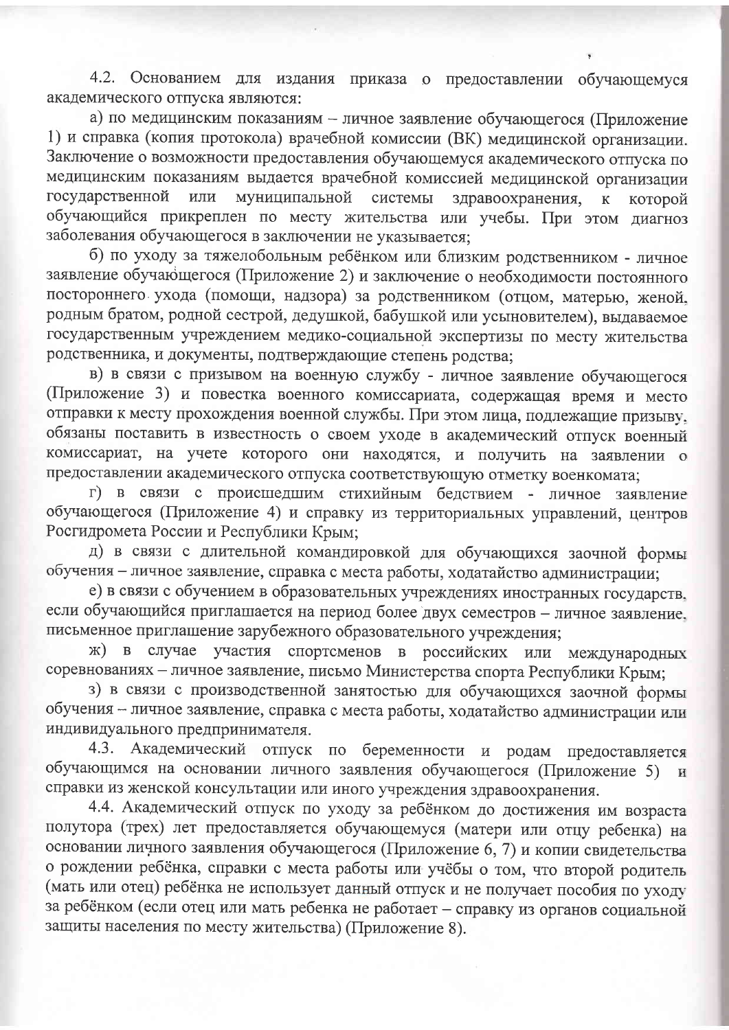4.2. Основанием для издания приказа о предоставлении обучающемуся академического отпуска являются:

а) по медицинским показаниям – личное заявление обучающегося (Приложение 1) и справка (копия протокола) врачебной комиссии (ВК) медицинской организации. Заключение о возможности предоставления обучающемуся академического отпуска по медицинским показаниям выдается врачебной комиссией медицинской организации государственной или муниципальной системы здравоохранения, к которой обучающийся прикреплен по месту жительства или учебы. При этом диагноз заболевания обучающегося в заключении не указывается;

б) по уходу за тяжелобольным ребёнком или близким родственником - личное заявление обучающегося (Приложение 2) и заключение о необходимости постоянного постороннего ухода (помощи, надзора) за родственником (отцом, матерью, женой, родным братом, родной сестрой, дедушкой, бабушкой или усыновителем), выдаваемое государственным учреждением медико-социальной экспертизы по месту жительства родственника, и документы, подтверждающие степень родства;

в) в связи с призывом на военную службу - личное заявление обучающегося (Приложение 3) и повестка военного комиссариата, содержащая время и место отправки к месту прохождения военной службы. При этом лица, подлежащие призыву, обязаны поставить в известность о своем уходе в академический отпуск военный комиссариат, на учете которого они находятся, и получить на заявлении о предоставлении академического отпуска соответствующую отметку военкомата;

г) в связи с происшедшим стихийным бедствием - личное заявление обучающегося (Приложение 4) и справку из территориальных управлений, центров Росгидромета России и Республики Крым;

д) в связи с длительной командировкой для обучающихся заочной формы обучения – личное заявление, справка с места работы, ходатайство администрации;

е) в связи с обучением в образовательных учреждениях иностранных государств, если обучающийся приглашается на период более двух семестров – личное заявление, письменное приглашение зарубежного образовательного учреждения;

ж) в случае участия спортсменов в российских или международных соревнованиях – личное заявление, письмо Министерства спорта Республики Крым;

з) в связи с производственной занятостью для обучающихся заочной формы обучения – личное заявление, справка с места работы, ходатайство администрации или индивидуального предпринимателя.

4.3. Академический отпуск по беременности и родам предоставляется обучающимся на основании личного заявления обучающегося (Приложение 5) и справки из женской консультации или иного учреждения здравоохранения.

4.4. Академический отпуск по уходу за ребёнком до достижения им возраста полутора (трех) лет предоставляется обучающемуся (матери или отцу ребенка) на основании личного заявления обучающегося (Приложение 6, 7) и копии свидетельства о рождении ребёнка, справки с места работы или учёбы о том, что второй родитель (мать или отец) ребёнка не использует данный отпуск и не получает пособия по уходу за ребёнком (если отец или мать ребенка не работает – справку из органов социальной защиты населения по месту жительства) (Приложение 8).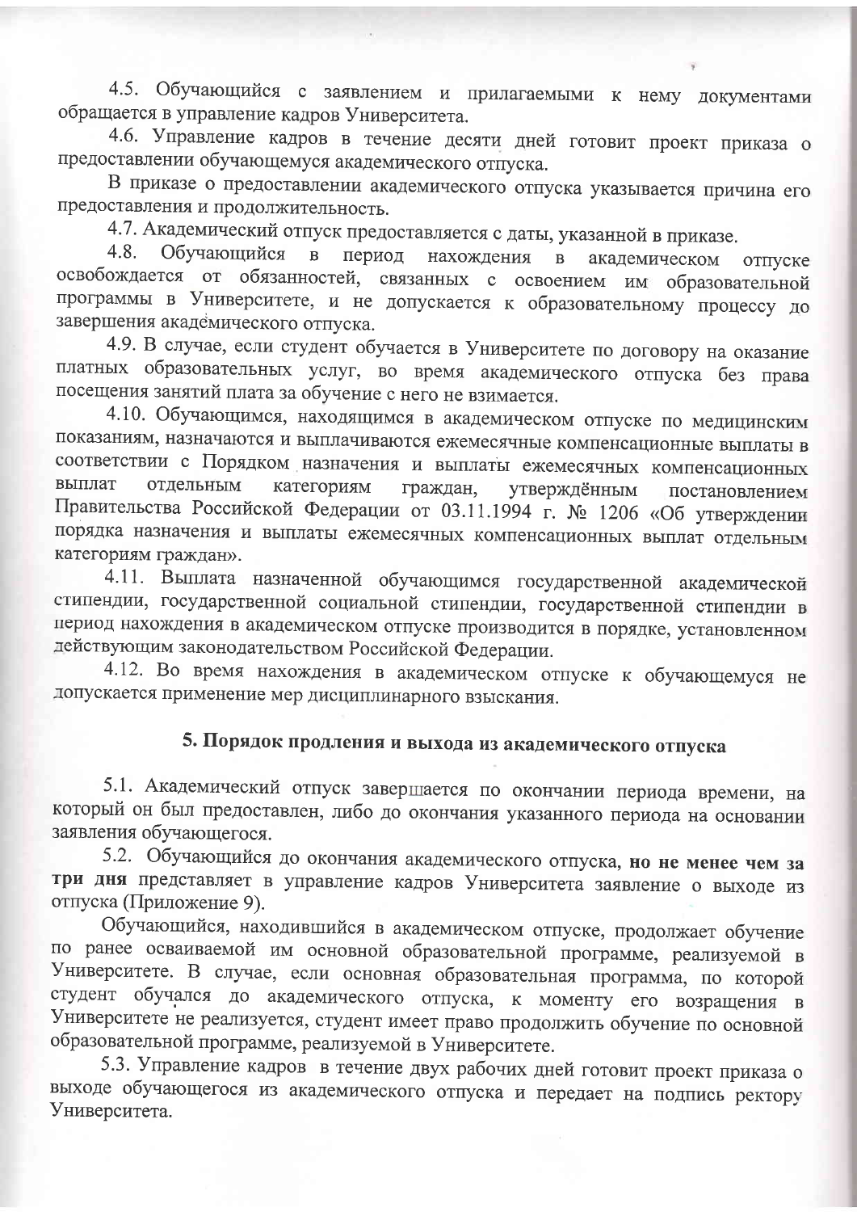4.5. Обучающийся с заявлением и прилагаемыми к нему документами обращается в управление кадров Университета.

4.6. Управление кадров в течение десяти дней готовит проект приказа о предоставлении обучающемуся академического отпуска.

В приказе о предоставлении академического отпуска указывается причина его предоставления и продолжительность.

4.7. Академический отпуск предоставляется с даты, указанной в приказе.

4.8. Обучающийся в период нахождения в академическом отпуске освобождается от обязанностей, связанных с освоением им образовательной программы в Университете, и не допускается к образовательному процессу до завершения академического отпуска.

4.9. В случае, если студент обучается в Университете по договору на оказание платных образовательных услуг, во время академического отпуска без права посещения занятий плата за обучение с него не взимается.

4.10. Обучающимся, находящимся в академическом отпуске по медицинским показаниям, назначаются и выплачиваются ежемесячные компенсационные выплаты в соответствии с Порядком назначения и выплаты ежемесячных компенсационных выплат отдельным категориям граждан, утверждённым постановлением Правительства Российской Федерации от 03.11.1994 г. № 1206 «Об утверждении порядка назначения и выплаты ежемесячных компенсационных выплат отдельным категориям граждан».

4.11. Выплата назначенной обучающимся государственной академической стипендии, государственной социальной стипендии, государственной стипендии в период нахождения в академическом отпуске производится в порядке, установленном действующим законодательством Российской Федерации.

4.12. Во время нахождения в академическом отпуске к обучающемуся не допускается применение мер дисциплинарного взыскания.

## 5. Порядок продления и выхода из академического отпуска

5.1. Академический отпуск завершается по окончании периода времени, на который он был предоставлен, либо до окончания указанного периода на основании заявления обучающегося.

5.2. Обучающийся до окончания академического отпуска, **но не менее чем за три дня** представляет в управление кадров Университета заявление о выходе из отпуска (Приложение 9).

Обучающийся, находившийся в академическом отпуске, продолжает обучение по ранее осваиваемой им основной образовательной программе, реализуемой в Университете. В случае, если основная образовательная программа, по которой студент обучался до академического отпуска, к моменту его возвращения в Университете не реализуется, студент имеет право продолжить обучение по основной образовательной программе, реализуемой в Университете.

5.3. Управление кадров в течение двух рабочих дней готовит проект приказа о выходе обучающегося из академического отпуска и передает на подпись ректору Университета.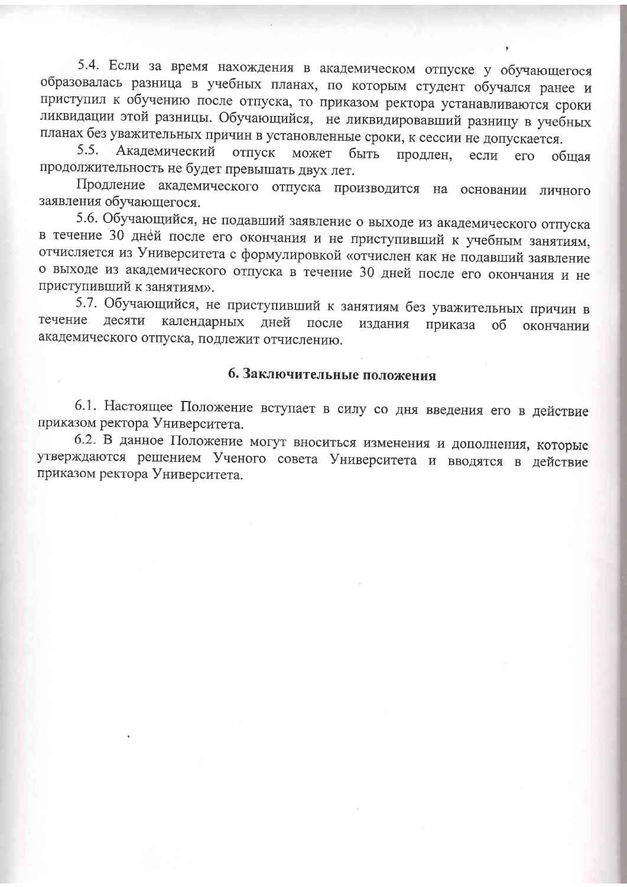5.4. Если за время нахождения в академическом отпуске у обучающегося образовалась разница в учебных планах, по которым студент обучался ранее и приступил к обучению после отпуска, то приказом ректора устанавливаются сроки ликвидации этой разницы. Обучающийся, не ликвидировавший разницу в учебных планах без уважительных причин в установленные сроки, к сессии не допускается.

5.5. Академический отпуск может быть продлен, если его общая продолжительность не будет превышать двух лет.

Продление академического отпуска производится на основании личного заявления обучающегося.

5.6. Обучающийся, не подавший заявление о выходе из академического отпуска в течение 30 дней после его окончания и не приступивший к учебным занятиям, отчисляется из Университета с формулировкой «отчислен как не подавший заявление о выходе из академического отпуска в течение 30 дней после его окончания и не приступивший к занятиям».

5.7. Обучающийся, не приступивший к занятиям без уважительных причин в течение десяти календарных дней после издания приказа об окончании академического отпуска, подлежит отчислению.

## 6. Заключительные положения

6.1. Настоящее Положение вступает в силу со дня введения его в действие приказом ректора Университета.

6.2. В данное Положение могут вноситься изменения и дополнения, которые утверждаются решением Ученого совета Университета и вводятся в действие приказом ректора Университета.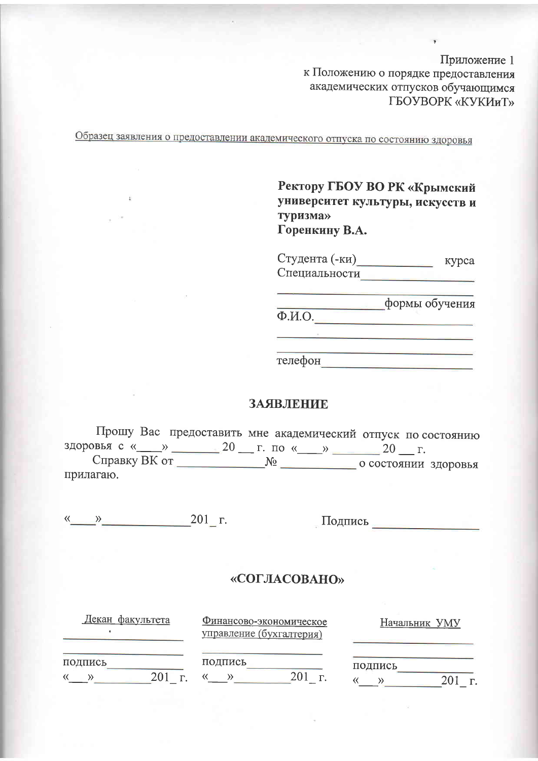Приложение 1
к Положению о порядку предоставления
академических отпусков обучающимся
ГБОУВОРК «КУКИиТ»

Образец заявления о предоставлении академического отпуска по состоянию здоровья

**Ректору ГБОУ ВО РК «Крымский университет культуры, искусств и туризма»**
**Горенкину В.А.**

Студента (-ки)____________ курса
Специальности____________________
_________________________________
________________формы обучения
Ф.И.О.___________________________
_________________________________
_________________________________
телефон__________________________

## ЗАЯВЛЕНИЕ

Прошу Вас предоставить мне академический отпуск по состоянию здоровья с «____» ________ 20 ___ г. по «____» ________ 20 ___ г.

Справку ВК от ______________№ ____________ о состоянии здоровья прилагаю.

«____»______________201_ г.                    Подпись _________________

## «СОГЛАСОВАНО»

| Декан факультета | Финансово-экономическое управление (бухгалтерия) | Начальник УМУ |
| --- | --- | --- |
| __________________ | | __________________ |
| __________________ | __________________ | __________________ |
| подпись___________ | подпись___________ | подпись___________ |
| «___»_________201_ г. | «___»_________201_ г. | «___»_________201_ г. |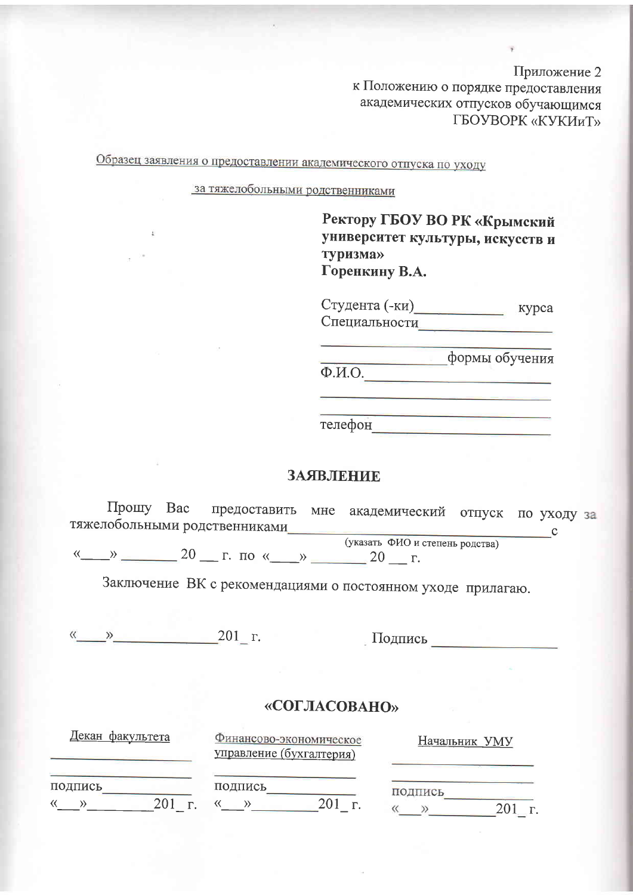Приложение 2
к Положению о порядке предоставления
академических отпусков обучающимся
ГБОУВОРК «КУКИиТ»

Образец заявления о предоставлении академического отпуска по уходу за тяжелобольными родственниками

**Ректору ГБОУ ВО РК «Крымский университет культуры, искусств и туризма»**
**Горенкину В.А.**

Студента (-ки)____________ курса
Специальности__________________
_______________________________
________________формы обучения
Ф.И.О._________________________
_______________________________
_______________________________
телефон________________________

## ЗАЯВЛЕНИЕ

Прошу Вас предоставить мне академический отпуск по уходу за тяжелобольными родственниками_______________________________________с
(указать ФИО и степень родства)
«____» ________ 20 __ г. по «____» ________ 20 __ г.

Заключение ВК с рекомендациями о постоянном уходе прилагаю.

«____»______________201_ г. Подпись _________________

## «СОГЛАСОВАНО»

| Декан факультета | Финансово-экономическое управление (бухгалтерия) | Начальник УМУ |
|---|---|---|
| ___________________ | | ___________________ |
| ___________________ | ___________________ | ___________________ |
| подпись____________ | подпись____________ | подпись____________ |
| «___»_________201_ г. | «___»_________201_ г. | «___»_________201_ г. |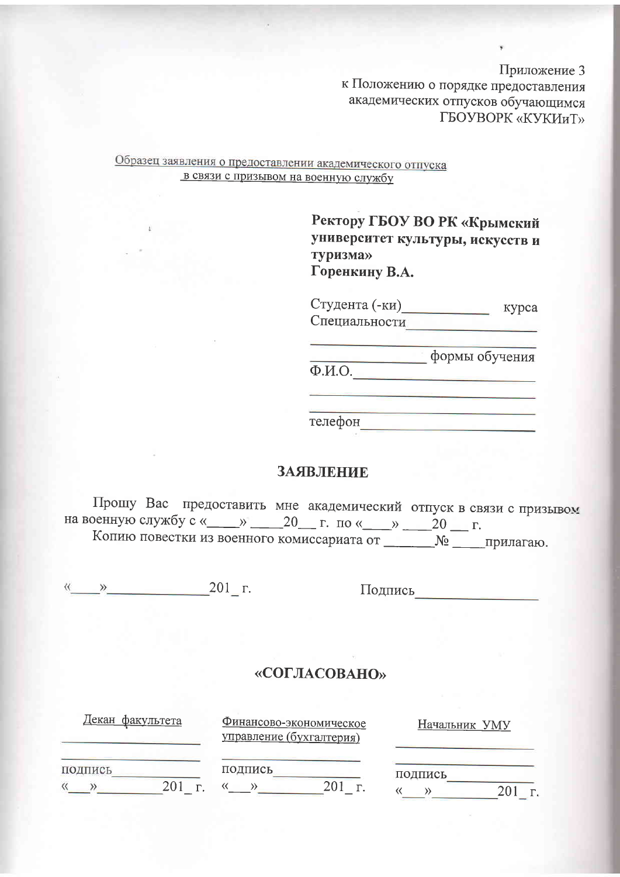Приложение 3
к Положению о порядке предоставления
академических отпусков обучающимся
ГБОУВОРК «КУКИиТ»

Образец заявления о предоставлении академического отпуска
в связи с призывом на военную службу

**Ректору ГБОУ ВО РК «Крымский университет культуры, искусств и туризма»**
**Горенкину В.А.**

Студента (-ки)____________ курса
Специальности__________________
_____________________________
________________ формы обучения
Ф.И.О.________________________
_____________________________
_____________________________
телефон_______________________

**ЗАЯВЛЕНИЕ**

Прошу Вас предоставить мне академический отпуск в связи с призывом на военную службу с «____» ____20__ г. по «____» ____20 __ г.

Копию повестки из военного комиссариата от _______№ ____прилагаю.

«____»______________201_ г.                Подпись________________

**«СОГЛАСОВАНО»**

| Декан факультета | Финансово-экономическое управление (бухгалтерия) | Начальник УМУ |
| --- | --- | --- |
| __________________ | __________________ | __________________ |
| __________________ | | __________________ |
| подпись___________ | подпись___________ | подпись___________ |
| «___»________201_ г. | «___»________201_ г. | «___»________201_ г. |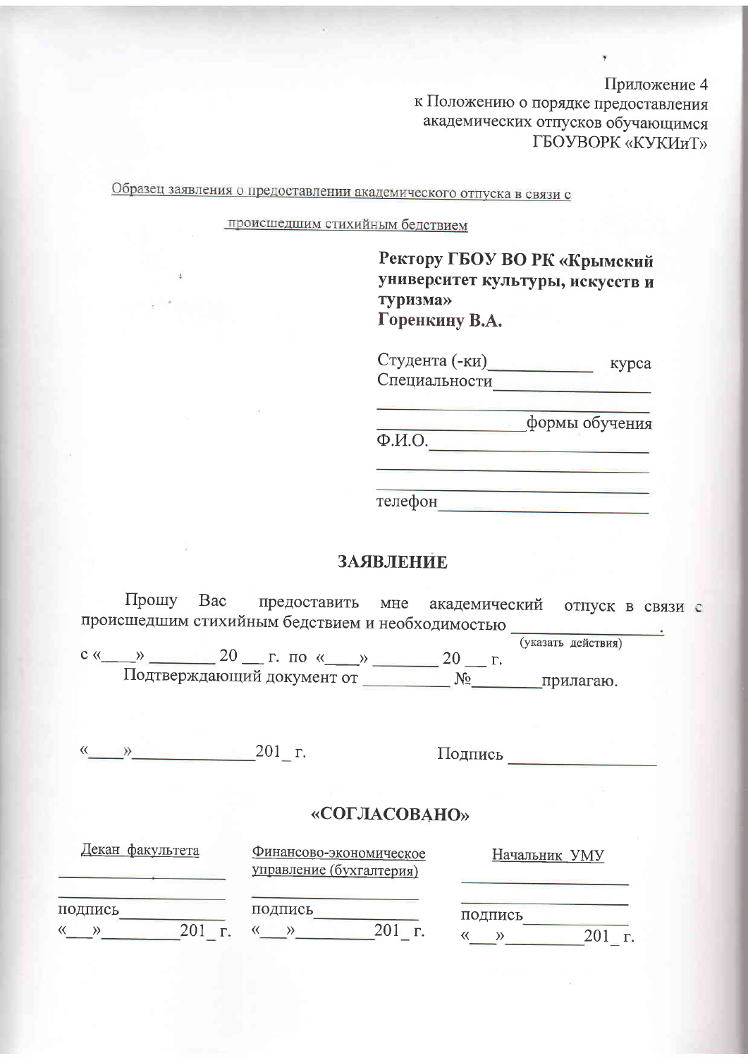Приложение 4
к Положению о порядке предоставления
академических отпусков обучающимся
ГБОУВОРК «КУКИиТ»

Образец заявления о предоставлении академического отпуска в связи с происшедшим стихийным бедствием

**Ректору ГБОУ ВО РК «Крымский университет культуры, искусств и туризма»**
**Горенкину В.А.**

Студента (-ки)____________ курса
Специальности__________________
_____________________________
_______________формы обучения
Ф.И.О._________________________
_____________________________
_____________________________
телефон________________________

## ЗАЯВЛЕНИЕ

Прошу Вас предоставить мне академический отпуск в связи с происшедшим стихийным бедствием и необходимостью _________________.
(указать действия)
с «____» ________ 20 __ г. по «____» ________ 20 __ г.
Подтверждающий документ от __________ №________прилагаю.

«____»______________201_ г. Подпись __________________

## «СОГЛАСОВАНО»

| Декан факультета | Финансово-экономическое управление (бухгалтерия) | Начальник УМУ |
|---|---|---|
| ____________________ | | ____________________ |
| ____________________ | ____________________ | ____________________ |
| подпись____________ | подпись____________ | подпись____________ |
| «__»________201_ г. | «__»________201_ г. | «__»________201_ г. |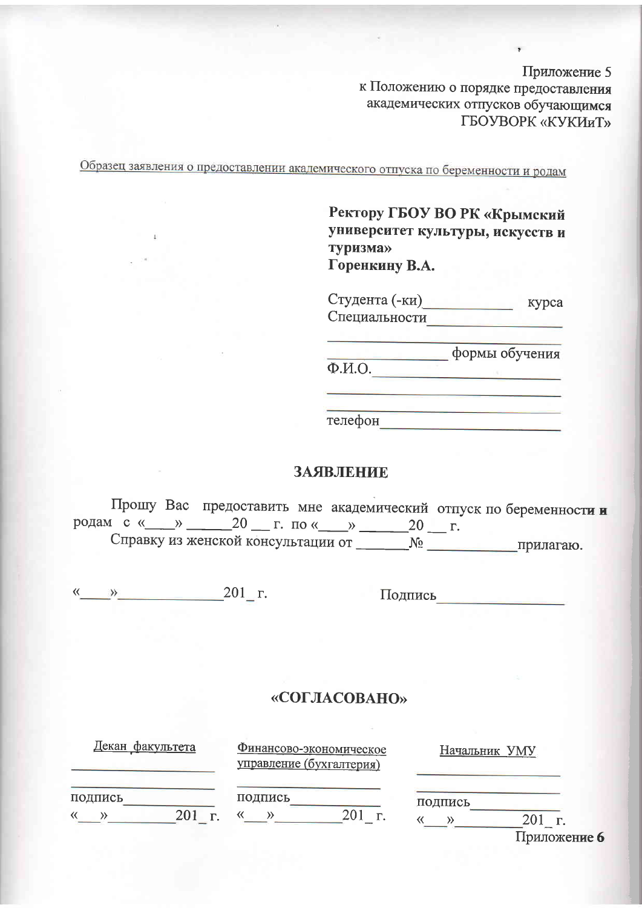Приложение 5
к Положению о порядке предоставления
академических отпусков обучающимся
ГБОУВОРК «КУКИиТ»

Образец заявления о предоставлении академического отпуска по беременности и родам

**Ректору ГБОУ ВО РК «Крымский университет культуры, искусств и туризма»**
**Горенкину В.А.**

Студента (-ки)____________ курса
Специальности_________________
______________________________
________________ формы обучения
Ф.И.О.________________________
______________________________
______________________________
телефон_______________________

## ЗАЯВЛЕНИЕ

Прошу Вас предоставить мне академический отпуск по беременности и родам с «____» ______20 __ г. по «____» ______20 __ г.

Справку из женской консультации от _______№ ____________прилагаю.

«____»______________201_ г.                Подпись_________________

## «СОГЛАСОВАНО»

| Декан факультета | Финансово-экономическое управление (бухгалтерия) | Начальник УМУ |
|---|---|---|
| ____________________ | ____________________ | ____________________ |
| ____________________ | | ____________________ |
| подпись___________ | подпись___________ | подпись___________ |
| «___»_________201_ г. | «___»_________201_ г. | «___»_________201_ г. |

Приложение 6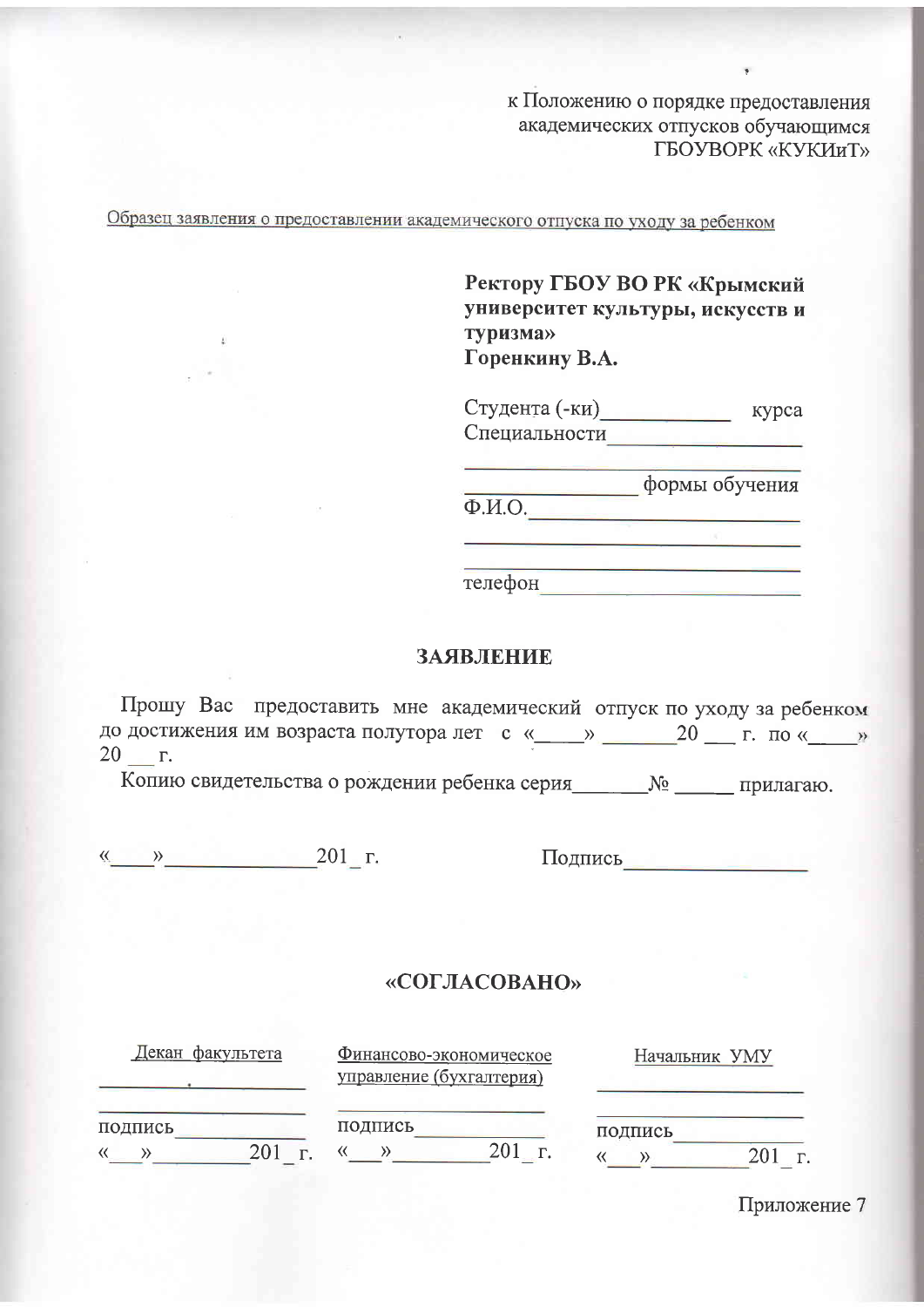к Положению о порядке предоставления академических отпусков обучающимся ГБОУВОРК «КУКИиТ»

Образец заявления о предоставлении академического отпуска по уходу за ребенком

**Ректору ГБОУ ВО РК «Крымский университет культуры, искусств и туризма»**
**Горенкину В.А.**

Студента (-ки)___________ курса
Специальности_________________
_____________________________
_______________ формы обучения
Ф.И.О.________________________
_____________________________
_____________________________
телефон_______________________

## ЗАЯВЛЕНИЕ

Прошу Вас предоставить мне академический отпуск по уходу за ребенком до достижения им возраста полутора лет с «____» _______20 ___ г. по «_____» 20 ___ г.

Копию свидетельства о рождении ребенка серия_______№ ______ прилагаю.

«____»_____________201_ г. Подпись________________

## «СОГЛАСОВАНО»

| Декан факультета | Финансово-экономическое управление (бухгалтерия) | Начальник УМУ |
|---|---|---|
| __________________ | __________________ | __________________ |
| __________________ | __________________ | __________________ |
| подпись__________ | подпись__________ | подпись__________ |
| «___»________201_ г. | «___»________201_ г. | «___»________201_ г. |

Приложение 7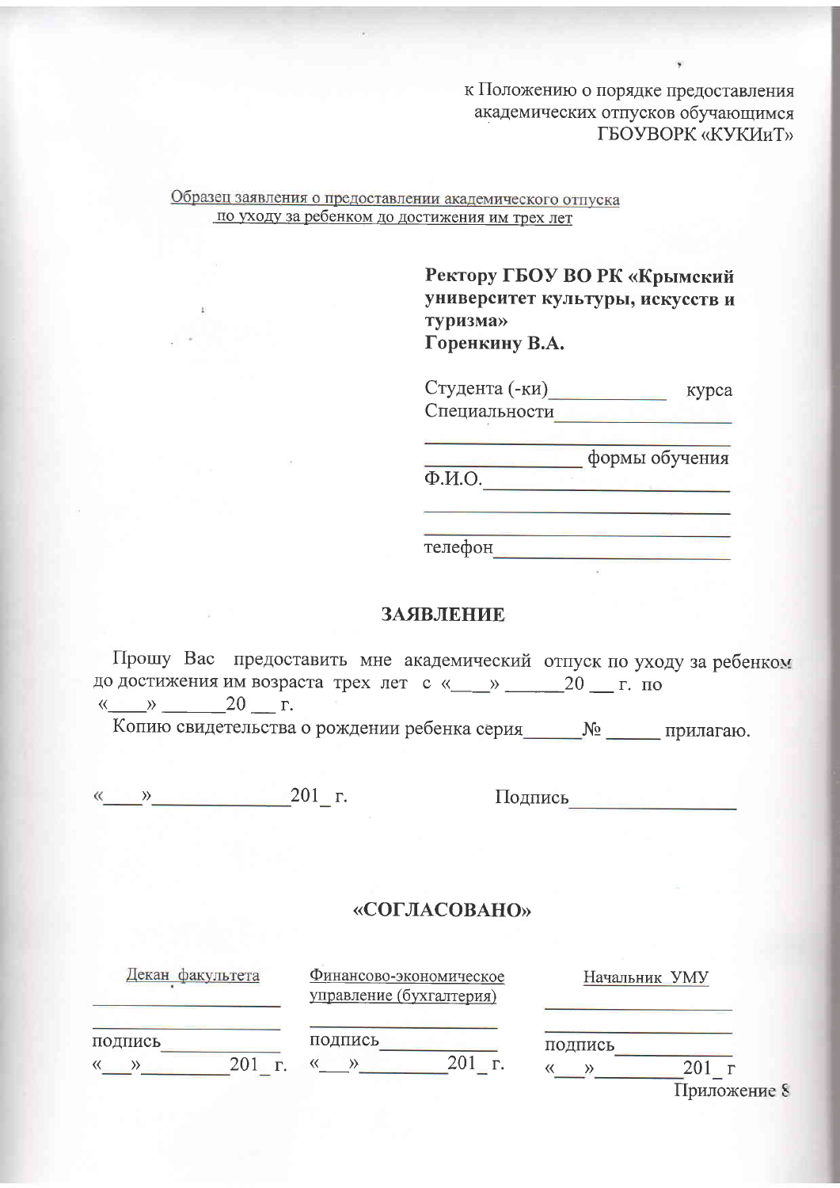к Положению о порядке предоставления академических отпусков обучающимся ГБОУВОРК «КУКИиТ»

Образец заявления о предоставлении академического отпуска по уходу за ребенком до достижения им трех лет

**Ректору ГБОУ ВО РК «Крымский университет культуры, искусств и туризма»**
**Горенкину В.А.**

Студента (-ки)___________ курса
Специальности_________________
______________________________
_______________ формы обучения
Ф.И.О._________________________
______________________________
______________________________
телефон_______________________

## ЗАЯВЛЕНИЕ

Прошу Вас предоставить мне академический отпуск по уходу за ребенком до достижения им возраста трех лет с «___» ______20 __ г. по «____» ______20 __ г.

Копию свидетельства о рождении ребенка серия______№ _____ прилагаю.

«____»_____________201_ г. Подпись________________

## «СОГЛАСОВАНО»

| Декан факультета | Финансово-экономическое управление (бухгалтерия) | Начальник УМУ |
|---|---|---|
| __________________ | | __________________ |
| __________________ | __________________ | __________________ |
| подпись___________ | подпись___________ | подпись___________ |
| «__»________201_ г. | «__»________201_ г. | «__»________201_ г |

Приложение 8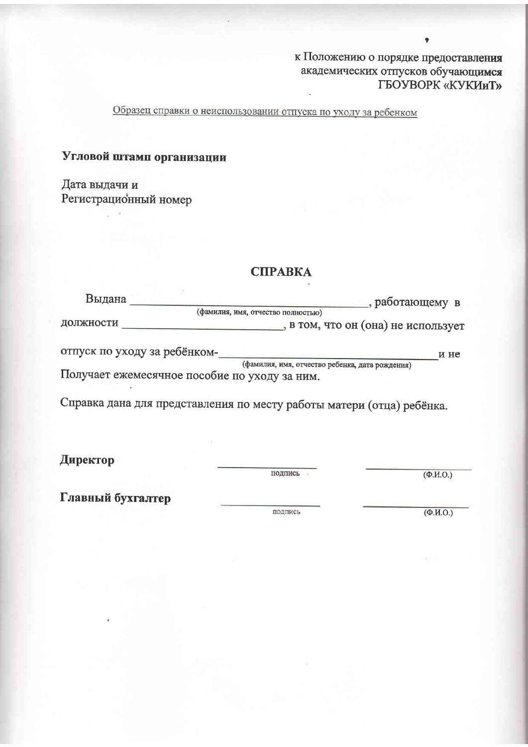к Положению о порядке предоставления
академических отпусков обучающимся
ГБОУВОРК «КУКИиТ»

Образец справки о неиспользовании отпуска по уходу за ребенком

**Угловой штамп организации**

Дата выдачи и
Регистрационный номер

## СПРАВКА

Выдана _________________________________________, работающему в
(фамилия, имя, отчество полностью)

должности ___________________________, в том, что он (она) не использует

отпуск по уходу за ребёнком-______________________________________и не
(фамилия, имя, отчество ребенка, дата рождения)

Получает ежемесячное пособие по уходу за ним.

Справка дана для представления по месту работы матери (отца) ребёнка.

**Директор** ____________________ ____________________
подпись (Ф.И.О.)

**Главный бухгалтер** ____________________ ____________________
подпись (Ф.И.О.)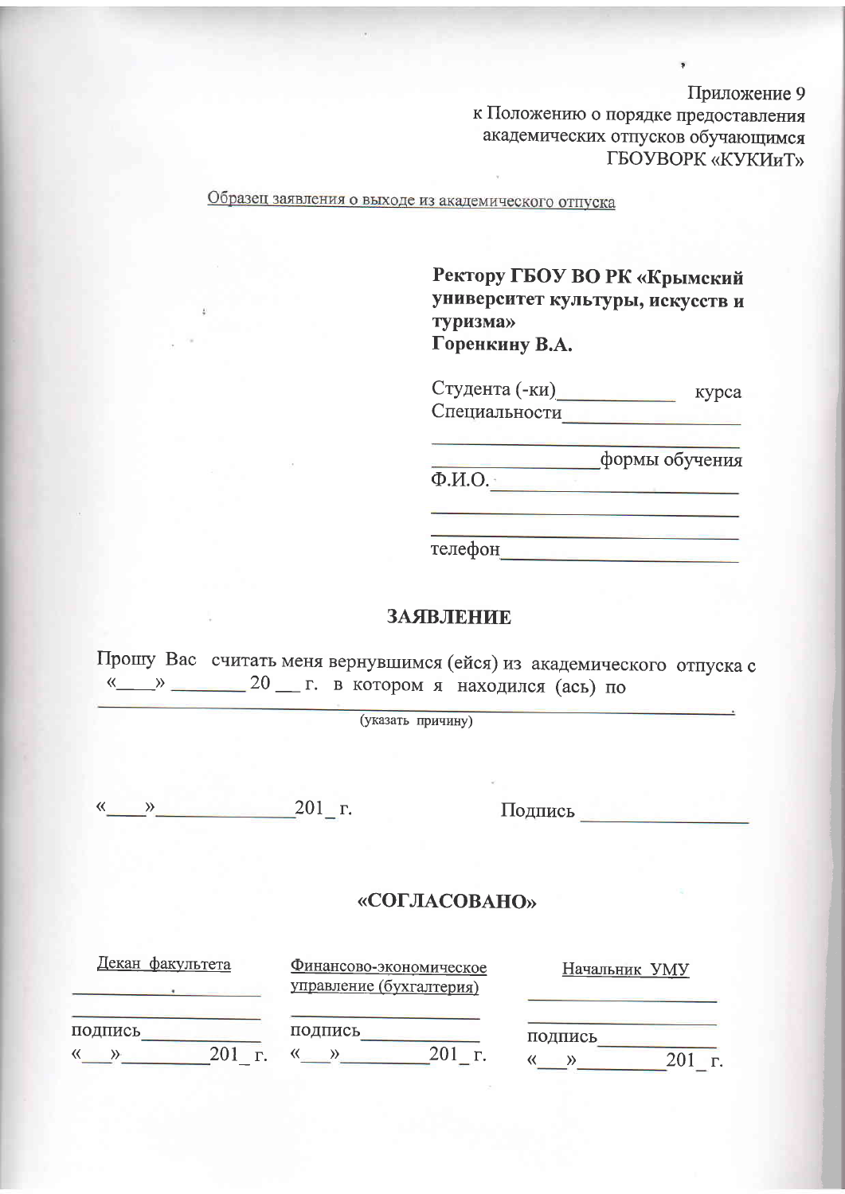Приложение 9
к Положению о порядке предоставления
академических отпусков обучающимся
ГБОУВОРК «КУКИиТ»

Образец заявления о выходе из академического отпуска

**Ректору ГБОУ ВО РК «Крымский университет культуры, искусств и туризма»**
**Горенкину В.А.**

Студента (-ки)____________ курса
Специальности__________________
_____________________________
________________формы обучения
Ф.И.О.________________________
_____________________________
_____________________________
телефон______________________

## ЗАЯВЛЕНИЕ

Прошу Вас считать меня вернувшимся (ейся) из академического отпуска с «____» ________ 20 __ г. в котором я находился (ась) по
_____________________________________________________________.
(указать причину)

«____»______________201_ г. Подпись _________________

## «СОГЛАСОВАНО»

| Декан факультета | Финансово-экономическое управление (бухгалтерия) | Начальник УМУ |
|---|---|---|
| ____________________ | ____________________ | ____________________ |
| ____________________ | ____________________ | ____________________ |
| подпись____________ | подпись____________ | подпись____________ |
| «___»_________201_ г. | «___»_________201_ г. | «___»_________201_ г. |